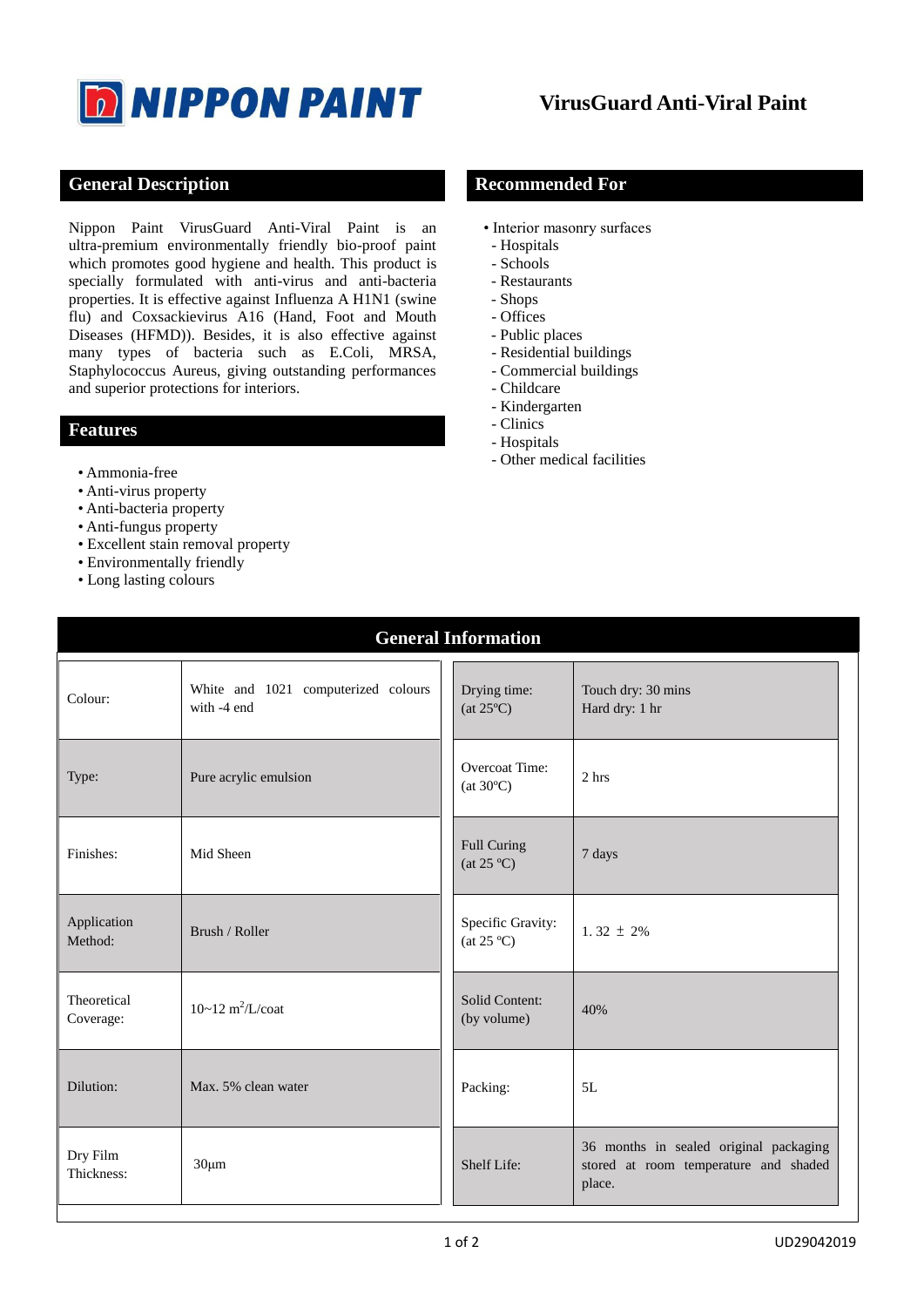# NIPPON PAINT

# VirusGuard Anti-Viral Paint

## General Description

Nippon Paint VirusGuard Anti-Viral Paint is an ultra-premium environmentally friendly bio-proof paint which promotes good hygiene and health. This product is specially formulated with anti-virus and anti-bacteria properties. It is effective against Influenza A H1N1 (swine flu) and Coxsackievirus A16 (Hand, Foot and Mouth Diseases (HFMD)). Besides, it is also effective against many types of bacteria such as E.Coli, MRSA, Staphylococcus Aureus, giving outstanding performances and superior protections for interiors.

## Features

- Ammonia-free
- Anti-virus property
- Anti-bacteria property
- Anti-fungus property
- Excellent stain removal property
- Environmentally friendly
- Long lasting colours

## Recommended For

- Interior masonry surfaces
  - Hospitals
  - Schools
  - Restaurants
  - Shops
  - Offices
  - Public places
  - Residential buildings
  - Commercial buildings
  - Childcare
  - Kindergarten
  - Clinics
  - Hospitals
  - Other medical facilities

## General Information

| | |
|---|---|
| Colour: | White and 1021 computerized colours with -4 end |
| Type: | Pure acrylic emulsion |
| Finishes: | Mid Sheen |
| Application Method: | Brush / Roller |
| Theoretical Coverage: | 10~12 $m^2$/L/coat |
| Dilution: | Max. 5% clean water |
| Dry Film Thickness: | 30µm |
| Drying time: (at 25ºC) | Touch dry: 30 mins<br>Hard dry: 1 hr |
| Overcoat Time: (at 30ºC) | 2 hrs |
| Full Curing (at 25 ºC) | 7 days |
| Specific Gravity: (at 25 ºC) | 1. 32 ± 2% |
| Solid Content: (by volume) | 40% |
| Packing: | 5L |
| Shelf Life: | 36 months in sealed original packaging stored at room temperature and shaded place. |

UD29042019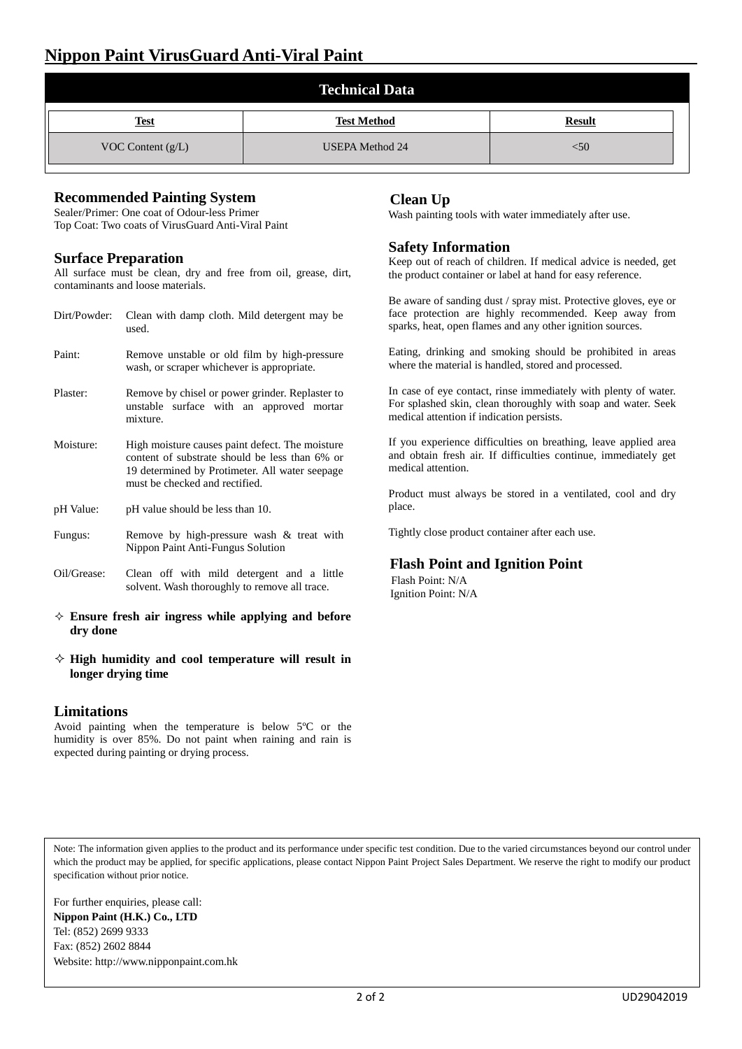# Nippon Paint VirusGuard Anti-Viral Paint

## Technical Data

| Test | Test Method | Result |
|---|---|---|
| VOC Content (g/L) | USEPA Method 24 | <50 |

### Recommended Painting System

Sealer/Primer: One coat of Odour-less Primer
Top Coat: Two coats of VirusGuard Anti-Viral Paint

### Surface Preparation

All surface must be clean, dry and free from oil, grease, dirt, contaminants and loose materials.

| | |
|---|---|
| Dirt/Powder: | Clean with damp cloth. Mild detergent may be used. |
| Paint: | Remove unstable or old film by high-pressure wash, or scraper whichever is appropriate. |
| Plaster: | Remove by chisel or power grinder. Replaster to unstable surface with an approved mortar mixture. |
| Moisture: | High moisture causes paint defect. The moisture content of substrate should be less than 6% or 19 determined by Protimeter. All water seepage must be checked and rectified. |
| pH Value: | pH value should be less than 10. |
| Fungus: | Remove by high-pressure wash & treat with Nippon Paint Anti-Fungus Solution |
| Oil/Grease: | Clean off with mild detergent and a little solvent. Wash thoroughly to remove all trace. |

- **Ensure fresh air ingress while applying and before dry done**
- **High humidity and cool temperature will result in longer drying time**

### Limitations

Avoid painting when the temperature is below 5ºC or the humidity is over 85%. Do not paint when raining and rain is expected during painting or drying process.

### Clean Up

Wash painting tools with water immediately after use.

### Safety Information

Keep out of reach of children. If medical advice is needed, get the product container or label at hand for easy reference.

Be aware of sanding dust / spray mist. Protective gloves, eye or face protection are highly recommended. Keep away from sparks, heat, open flames and any other ignition sources.

Eating, drinking and smoking should be prohibited in areas where the material is handled, stored and processed.

In case of eye contact, rinse immediately with plenty of water. For splashed skin, clean thoroughly with soap and water. Seek medical attention if indication persists.

If you experience difficulties on breathing, leave applied area and obtain fresh air. If difficulties continue, immediately get medical attention.

Product must always be stored in a ventilated, cool and dry place.

Tightly close product container after each use.

### Flash Point and Ignition Point

Flash Point: N/A
Ignition Point: N/A

Note: The information given applies to the product and its performance under specific test condition. Due to the varied circumstances beyond our control under which the product may be applied, for specific applications, please contact Nippon Paint Project Sales Department. We reserve the right to modify our product specification without prior notice.

For further enquiries, please call:
**Nippon Paint (H.K.) Co., LTD**
Tel: (852) 2699 9333
Fax: (852) 2602 8844
Website: http://www.nipponpaint.com.hk

UD29042019